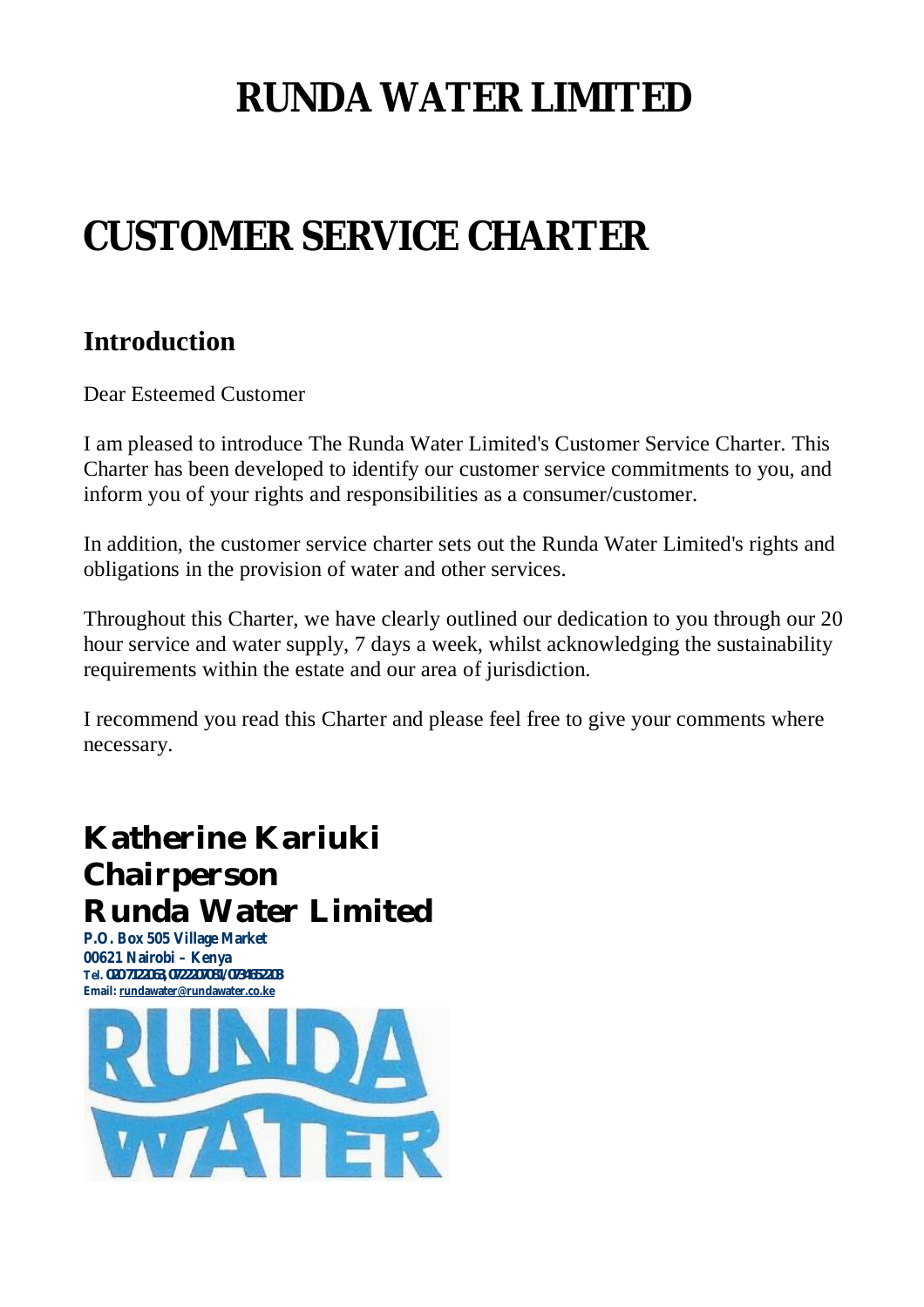# RUNDA WATER LIMITED

# CUSTOMER SERVICE CHARTER

## Introduction

Dear Esteemed Customer

I am pleased to introduce The Runda Water Limited's Customer Service Charter. This Charter has been developed to identify our customer service commitments to you, and inform you of your rights and responsibilities as a consumer/customer.

In addition, the customer service charter sets out the Runda Water Limited's rights and obligations in the provision of water and other services.

Throughout this Charter, we have clearly outlined our dedication to you through our 20 hour service and water supply, 7 days a week, whilst acknowledging the sustainability requirements within the estate and our area of jurisdiction.

I recommend you read this Charter and please feel free to give your comments where necessary.

**Katherine Kariuki**
**Chairperson**
**Runda Water Limited**

**P.O. Box 505 Village Market**
**00621 Nairobi – Kenya**
**Tel. 0207122063, 0722207081/0734652203**
**Email: rundawater@rundawater.co.ke**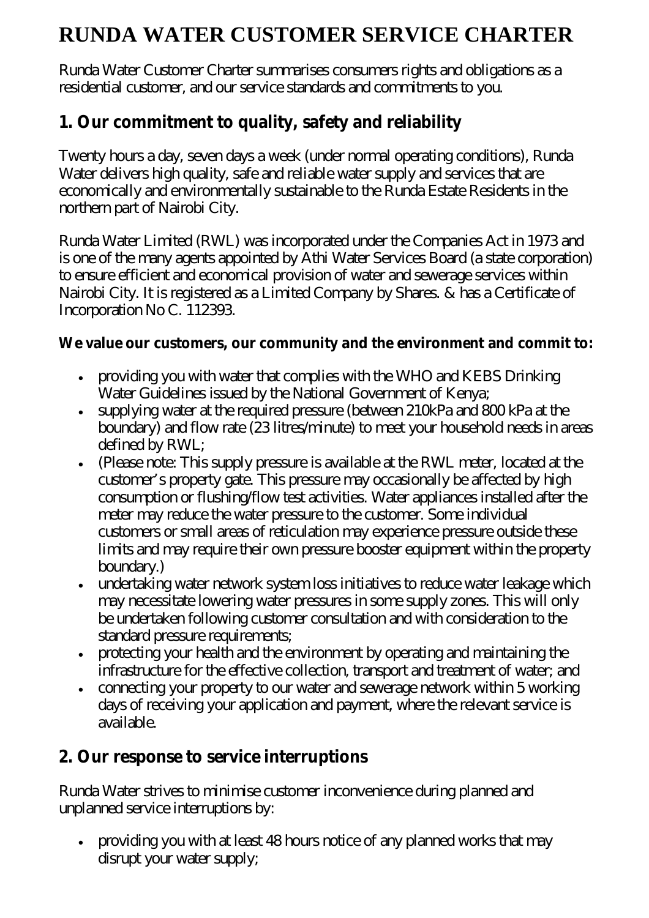# RUNDA WATER CUSTOMER SERVICE CHARTER

Runda Water Customer Charter summarises consumers rights and obligations as a residential customer, and our service standards and commitments to you.

## 1. Our commitment to quality, safety and reliability

Twenty hours a day, seven days a week (under normal operating conditions), Runda Water delivers high quality, safe and reliable water supply and services that are economically and environmentally sustainable to the Runda Estate Residents in the northern part of Nairobi City.

Runda Water Limited (RWL) was incorporated under the Companies Act in 1973 and is one of the many agents appointed by Athi Water Services Board (a state corporation) to ensure efficient and economical provision of water and sewerage services within Nairobi City. It is registered as a Limited Company by Shares. & has a Certificate of Incorporation No C. 112393.

**We value our customers, our community and the environment and commit to:**

- providing you with water that complies with the WHO and KEBS Drinking Water Guidelines issued by the National Government of Kenya;
- supplying water at the required pressure (between 210kPa and 800 kPa at the boundary) and flow rate (23 litres/minute) to meet your household needs in areas defined by RWL;
- (Please note: This supply pressure is available at the RWL meter, located at the customer's property gate. This pressure may occasionally be affected by high consumption or flushing/flow test activities. Water appliances installed after the meter may reduce the water pressure to the customer. Some individual customers or small areas of reticulation may experience pressure outside these limits and may require their own pressure booster equipment within the property boundary.)
- undertaking water network system loss initiatives to reduce water leakage which may necessitate lowering water pressures in some supply zones. This will only be undertaken following customer consultation and with consideration to the standard pressure requirements;
- protecting your health and the environment by operating and maintaining the infrastructure for the effective collection, transport and treatment of water; and
- connecting your property to our water and sewerage network within 5 working days of receiving your application and payment, where the relevant service is available.

## 2. Our response to service interruptions

Runda Water strives to minimise customer inconvenience during planned and unplanned service interruptions by:

- providing you with at least 48 hours notice of any planned works that may disrupt your water supply;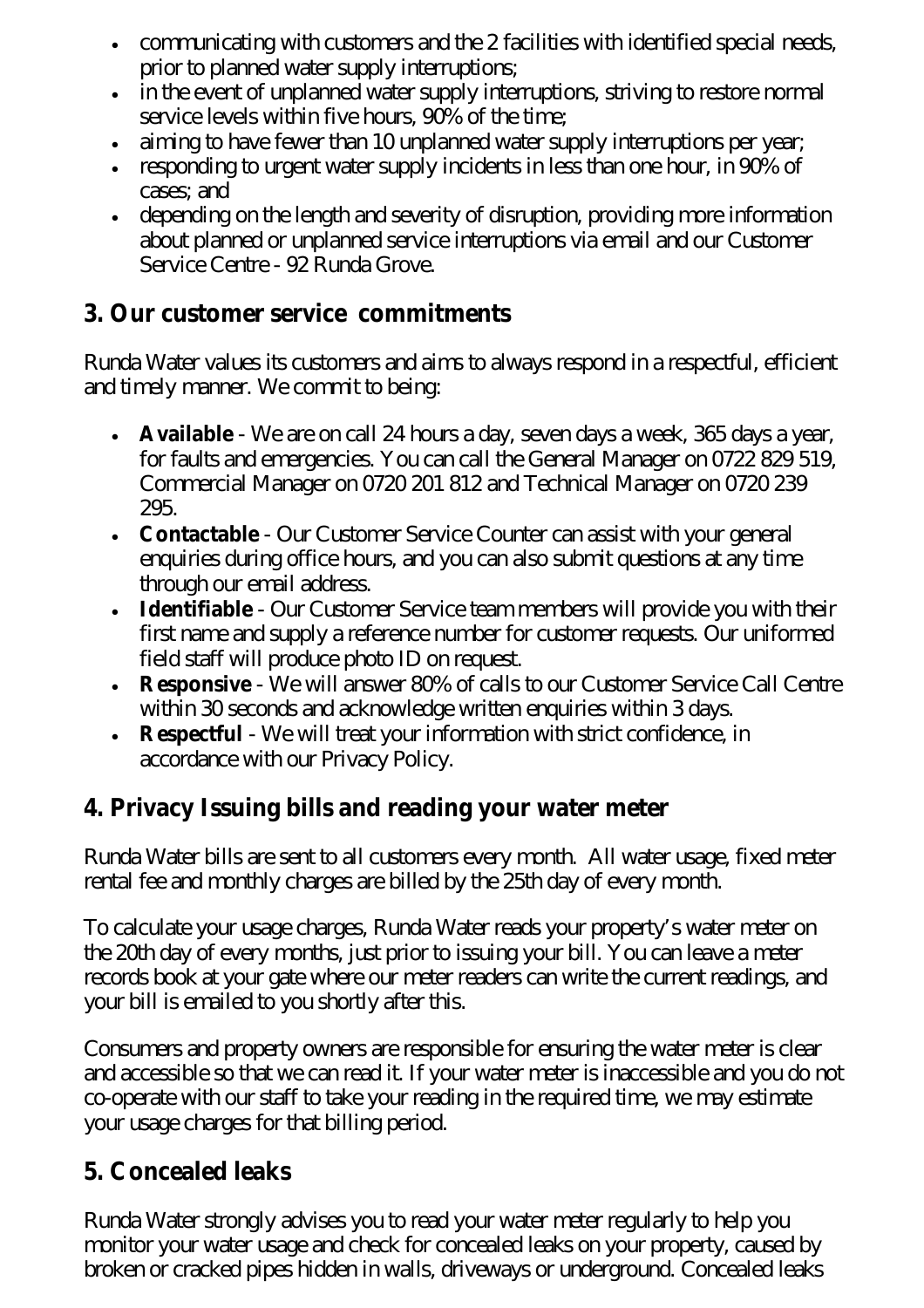- communicating with customers and the 2 facilities with identified special needs, prior to planned water supply interruptions;
- in the event of unplanned water supply interruptions, striving to restore normal service levels within five hours, 90% of the time;
- aiming to have fewer than 10 unplanned water supply interruptions per year;
- responding to urgent water supply incidents in less than one hour, in 90% of cases; and
- depending on the length and severity of disruption, providing more information about planned or unplanned service interruptions via email and our Customer Service Centre - 92 Runda Grove.

## 3. Our customer service commitments

Runda Water values its customers and aims to always respond in a respectful, efficient and timely manner. We commit to being:

- **Available** - We are on call 24 hours a day, seven days a week, 365 days a year, for faults and emergencies. You can call the General Manager on 0722 829 519, Commercial Manager on 0720 201 812 and Technical Manager on 0720 239 295.
- **Contactable** - Our Customer Service Counter can assist with your general enquiries during office hours, and you can also submit questions at any time through our email address.
- **Identifiable** - Our Customer Service team members will provide you with their first name and supply a reference number for customer requests. Our uniformed field staff will produce photo ID on request.
- **Responsive** - We will answer 80% of calls to our Customer Service Call Centre within 30 seconds and acknowledge written enquiries within 3 days.
- **Respectful** - We will treat your information with strict confidence, in accordance with our Privacy Policy.

## 4. Privacy Issuing bills and reading your water meter

Runda Water bills are sent to all customers every month. All water usage, fixed meter rental fee and monthly charges are billed by the 25th day of every month.

To calculate your usage charges, Runda Water reads your property's water meter on the 20th day of every months, just prior to issuing your bill. You can leave a meter records book at your gate where our meter readers can write the current readings, and your bill is emailed to you shortly after this.

Consumers and property owners are responsible for ensuring the water meter is clear and accessible so that we can read it. If your water meter is inaccessible and you do not co-operate with our staff to take your reading in the required time, we may estimate your usage charges for that billing period.

## 5. Concealed leaks

Runda Water strongly advises you to read your water meter regularly to help you monitor your water usage and check for concealed leaks on your property, caused by broken or cracked pipes hidden in walls, driveways or underground. Concealed leaks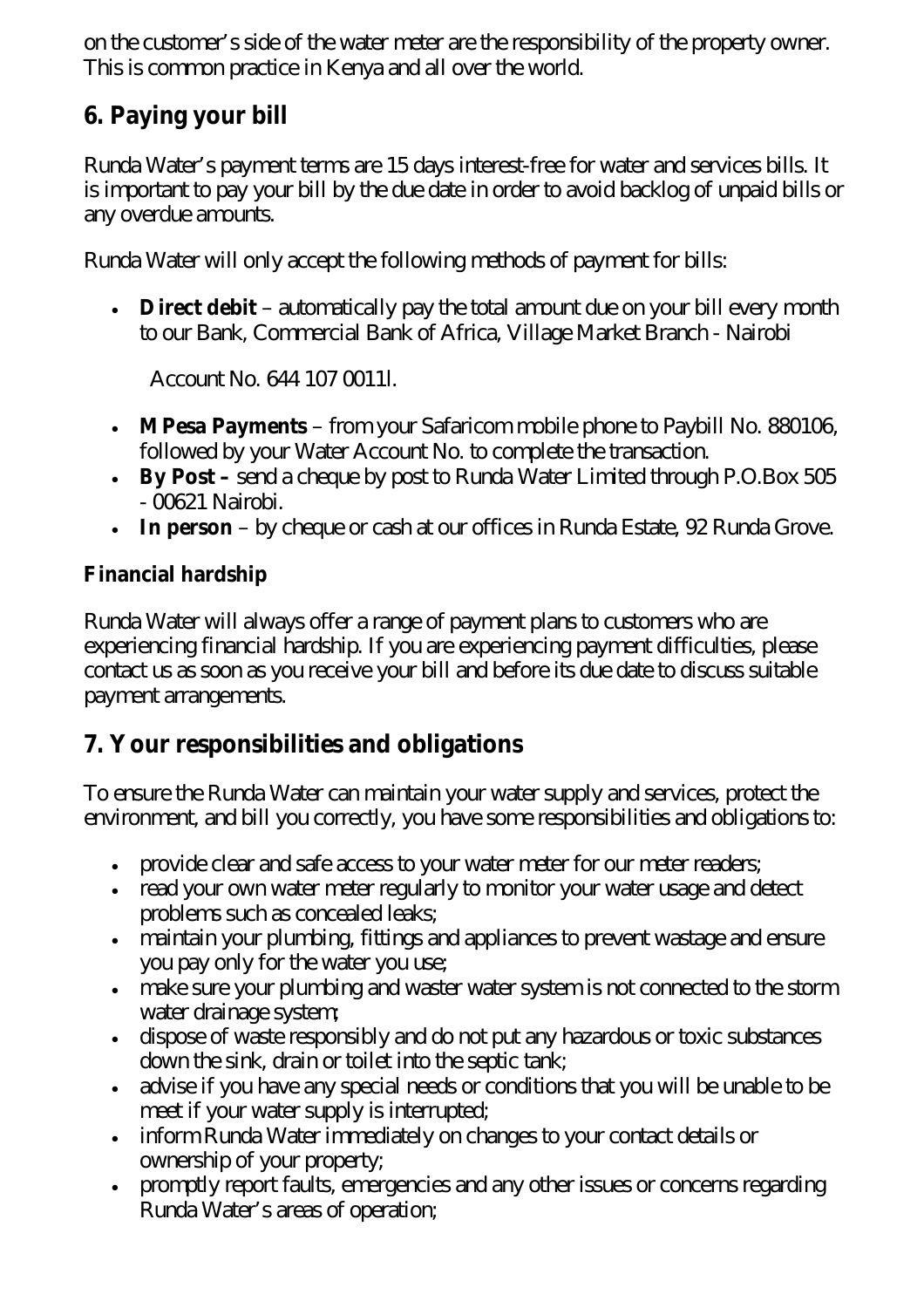on the customer's side of the water meter are the responsibility of the property owner. This is common practice in Kenya and all over the world.

## 6. Paying your bill

Runda Water's payment terms are 15 days interest-free for water and services bills. It is important to pay your bill by the due date in order to avoid backlog of unpaid bills or any overdue amounts.

Runda Water will only accept the following methods of payment for bills:

- **Direct debit** – automatically pay the total amount due on your bill every month to our Bank, Commercial Bank of Africa, Village Market Branch - Nairobi

  Account No. 644 107 0011l.

- **MPesa Payments** – from your Safaricom mobile phone to Paybill No. 880106, followed by your Water Account No. to complete the transaction.
- **By Post –** send a cheque by post to Runda Water Limited through P.O.Box 505 - 00621 Nairobi.
- **In person** – by cheque or cash at our offices in Runda Estate, 92 Runda Grove.

### Financial hardship

Runda Water will always offer a range of payment plans to customers who are experiencing financial hardship. If you are experiencing payment difficulties, please contact us as soon as you receive your bill and before its due date to discuss suitable payment arrangements.

## 7. Your responsibilities and obligations

To ensure the Runda Water can maintain your water supply and services, protect the environment, and bill you correctly, you have some responsibilities and obligations to:

- provide clear and safe access to your water meter for our meter readers;
- read your own water meter regularly to monitor your water usage and detect problems such as concealed leaks;
- maintain your plumbing, fittings and appliances to prevent wastage and ensure you pay only for the water you use;
- make sure your plumbing and waster water system is not connected to the storm water drainage system;
- dispose of waste responsibly and do not put any hazardous or toxic substances down the sink, drain or toilet into the septic tank;
- advise if you have any special needs or conditions that you will be unable to be meet if your water supply is interrupted;
- inform Runda Water immediately on changes to your contact details or ownership of your property;
- promptly report faults, emergencies and any other issues or concerns regarding Runda Water's areas of operation;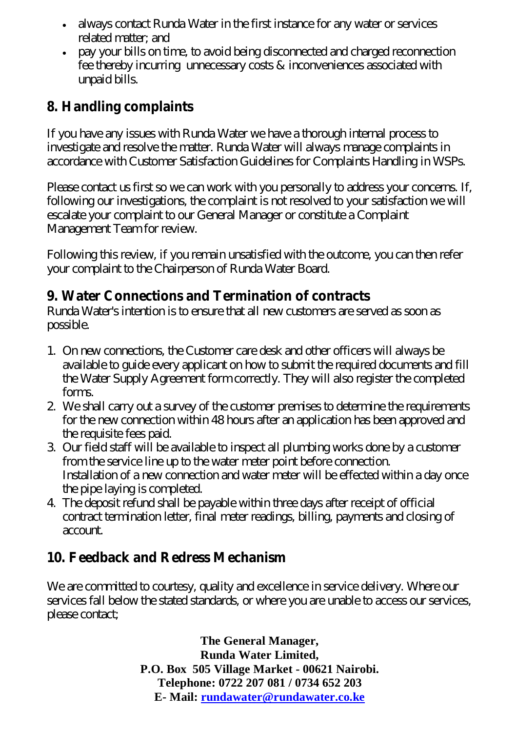- always contact Runda Water in the first instance for any water or services related matter; and
- pay your bills on time, to avoid being disconnected and charged reconnection fee thereby incurring unnecessary costs & inconveniences associated with unpaid bills.

## 8. Handling complaints

If you have any issues with Runda Water we have a thorough internal process to investigate and resolve the matter. Runda Water will always manage complaints in accordance with Customer Satisfaction Guidelines for Complaints Handling in WSPs.

Please contact us first so we can work with you personally to address your concerns. If, following our investigations, the complaint is not resolved to your satisfaction we will escalate your complaint to our General Manager or constitute a Complaint Management Team for review.

Following this review, if you remain unsatisfied with the outcome, you can then refer your complaint to the Chairperson of Runda Water Board.

## 9. Water Connections and Termination of contracts

Runda Water's intention is to ensure that all new customers are served as soon as possible.

1. On new connections, the Customer care desk and other officers will always be available to guide every applicant on how to submit the required documents and fill the Water Supply Agreement form correctly. They will also register the completed forms.
2. We shall carry out a survey of the customer premises to determine the requirements for the new connection within 48 hours after an application has been approved and the requisite fees paid.
3. Our field staff will be available to inspect all plumbing works done by a customer from the service line up to the water meter point before connection. Installation of a new connection and water meter will be effected within a day once the pipe laying is completed.
4. The deposit refund shall be payable within three days after receipt of official contract termination letter, final meter readings, billing, payments and closing of account.

## 10. Feedback and Redress Mechanism

We are committed to courtesy, quality and excellence in service delivery. Where our services fall below the stated standards, or where you are unable to access our services, please contact;

**The General Manager,**
**Runda Water Limited,**
**P.O. Box 505 Village Market - 00621 Nairobi.**
**Telephone: 0722 207 081 / 0734 652 203**
**E- Mail: rundawater@rundawater.co.ke**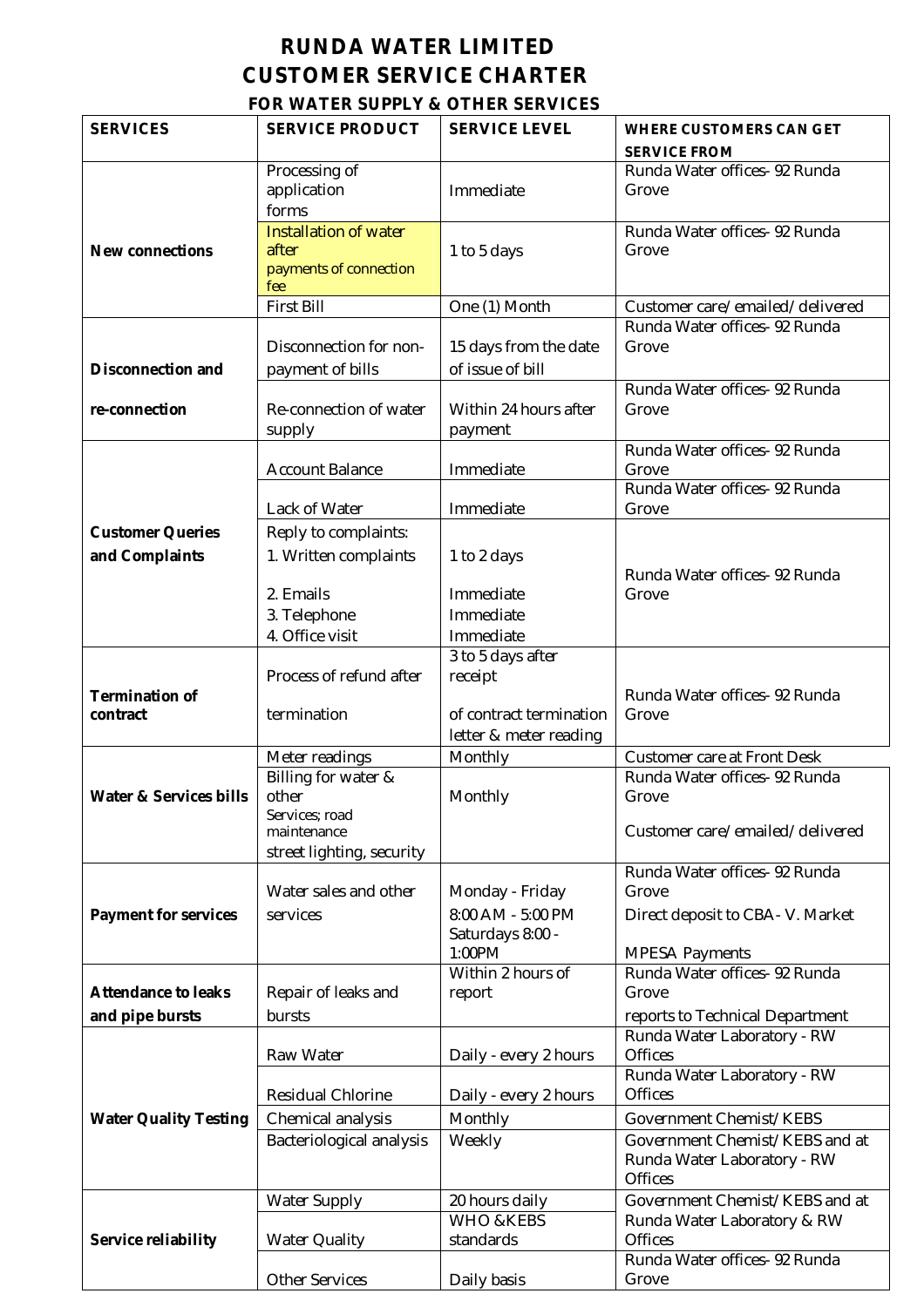# RUNDA WATER LIMITED
# CUSTOMER SERVICE CHARTER
## FOR WATER SUPPLY & OTHER SERVICES

| SERVICES | SERVICE PRODUCT | SERVICE LEVEL | WHERE CUSTOMERS CAN GET SERVICE FROM |
|---|---|---|---|
| New connections | Processing of application forms | Immediate | Runda Water offices- 92 Runda Grove |
| | Installation of water after payments of connection fee | 1 to 5 days | Runda Water offices- 92 Runda Grove |
| | First Bill | One (1) Month | Customer care/emailed/delivered |
| Disconnection and re-connection | Disconnection for non-payment of bills | 15 days from the date of issue of bill | Runda Water offices- 92 Runda Grove |
| | Re-connection of water supply | Within 24 hours after payment | Runda Water offices- 92 Runda Grove |
| Customer Queries and Complaints | Account Balance | Immediate | Runda Water offices- 92 Runda Grove |
| | Lack of Water | Immediate | Runda Water offices- 92 Runda Grove |
| | Reply to complaints:<br>1. Written complaints<br>2. Emails<br>3. Telephone<br>4. Office visit | <br>1 to 2 days<br>Immediate<br>Immediate<br>Immediate | Runda Water offices- 92 Runda Grove |
| Termination of contract | Process of refund after termination | 3 to 5 days after receipt of contract termination letter & meter reading | Runda Water offices- 92 Runda Grove |
| Water & Services bills | Meter readings | Monthly | Customer care at Front Desk |
| | Billing for water & other Services; road maintenance street lighting, security | Monthly | Runda Water offices- 92 Runda Grove<br>Customer care/emailed/delivered |
| Payment for services | Water sales and other services | Monday - Friday 8:00 AM - 5:00 PM Saturdays 8:00 - 1:00PM | Runda Water offices- 92 Runda Grove<br>Direct deposit to CBA- V. Market<br>MPESA Payments |
| Attendance to leaks and pipe bursts | Repair of leaks and bursts | Within 2 hours of report | Runda Water offices- 92 Runda Grove<br>reports to Technical Department |
| Water Quality Testing | Raw Water | Daily - every 2 hours | Runda Water Laboratory - RW Offices |
| | Residual Chlorine | Daily - every 2 hours | Runda Water Laboratory - RW Offices |
| | Chemical analysis | Monthly | Government Chemist/KEBS |
| | Bacteriological analysis | Weekly | Government Chemist/KEBS and at Runda Water Laboratory - RW Offices |
| Service reliability | Water Supply | 20 hours daily | Government Chemist/KEBS and at Runda Water Laboratory & RW Offices |
| | Water Quality | WHO &KEBS standards | |
| | Other Services | Daily basis | Runda Water offices- 92 Runda Grove |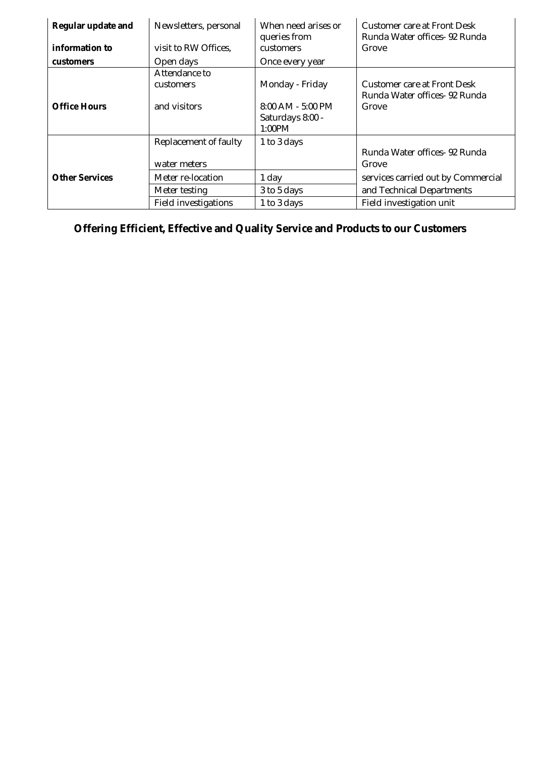| | | | |
|---|---|---|---|
| **Regular update and information to customers** | Newsletters, personal visit to RW Offices, | When need arises or queries from customers | Customer care at Front Desk Runda Water offices- 92 Runda Grove |
| | Open days | Once every year | |
| **Office Hours** | Attendance to customers and visitors | Monday - Friday 8:00 AM - 5:00 PM Saturdays 8:00 - 1:00PM | Customer care at Front Desk Runda Water offices- 92 Runda Grove |
| **Other Services** | Replacement of faulty water meters | 1 to 3 days | Runda Water offices- 92 Runda Grove |
| | Meter re-location | 1 day | services carried out by Commercial |
| | Meter testing | 3 to 5 days | and Technical Departments |
| | Field investigations | 1 to 3 days | Field investigation unit |

**Offering Efficient, Effective and Quality Service and Products to our Customers**